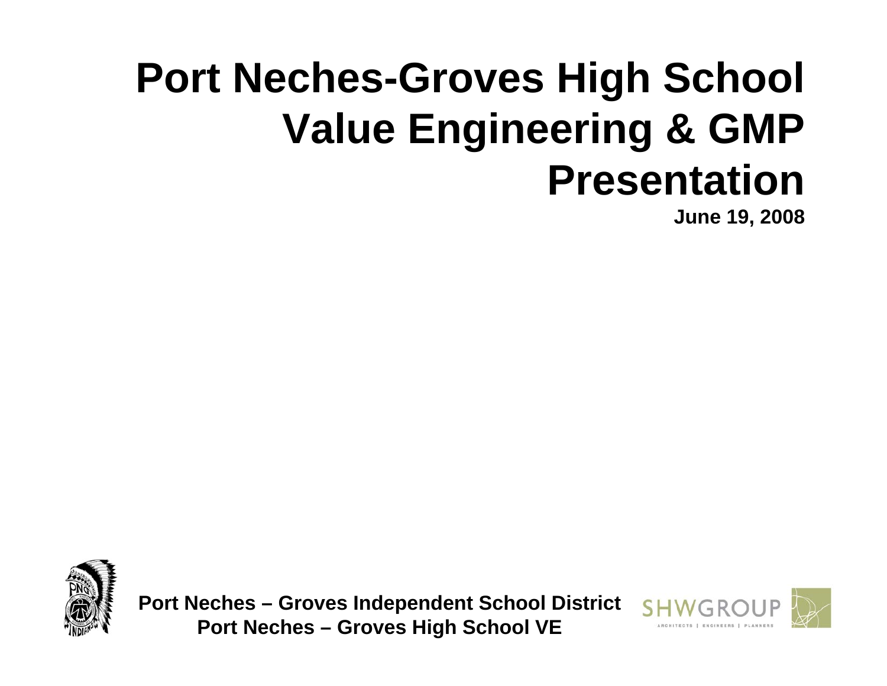# Port Neches-Groves High School Value Engineering & GMP Presentation

**June 19, 2008**

**Port Neches – Groves Independent School District**
**Port Neches – Groves High School VE**

SHWGROUP
ARCHITECTS | ENGINEERS | PLANNERS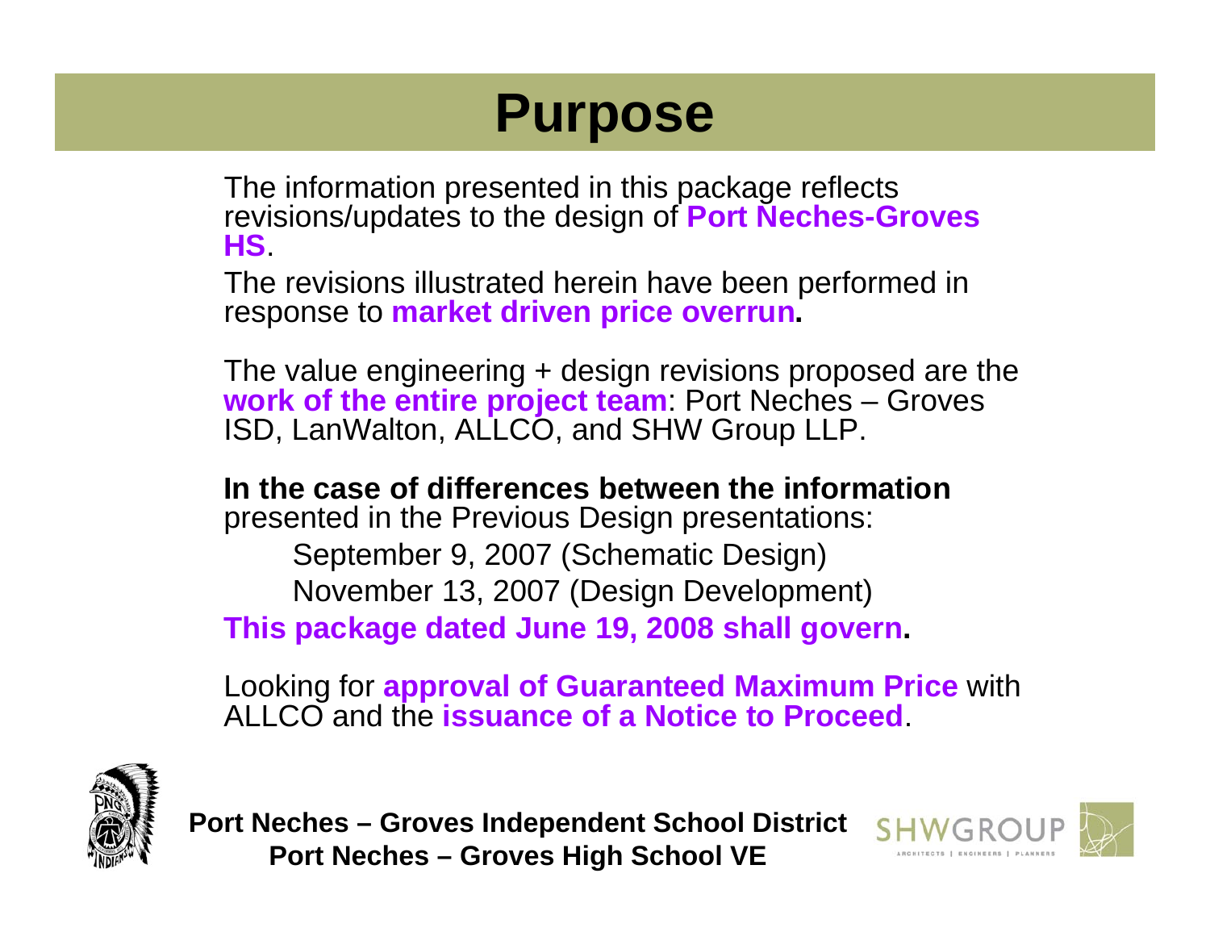# Purpose

The information presented in this package reflects revisions/updates to the design of **Port Neches-Groves HS**.

The revisions illustrated herein have been performed in response to **market driven price overrun.**

The value engineering + design revisions proposed are the **work of the entire project team**: Port Neches – Groves ISD, LanWalton, ALLCO, and SHW Group LLP.

**In the case of differences between the information** presented in the Previous Design presentations:

September 9, 2007 (Schematic Design)

November 13, 2007 (Design Development)

**This package dated June 19, 2008 shall govern.**

Looking for **approval of Guaranteed Maximum Price** with ALLCO and the **issuance of a Notice to Proceed**.

**Port Neches – Groves Independent School District**
**Port Neches – Groves High School VE**

SHWGROUP
ARCHITECTS | ENGINEERS | PLANNERS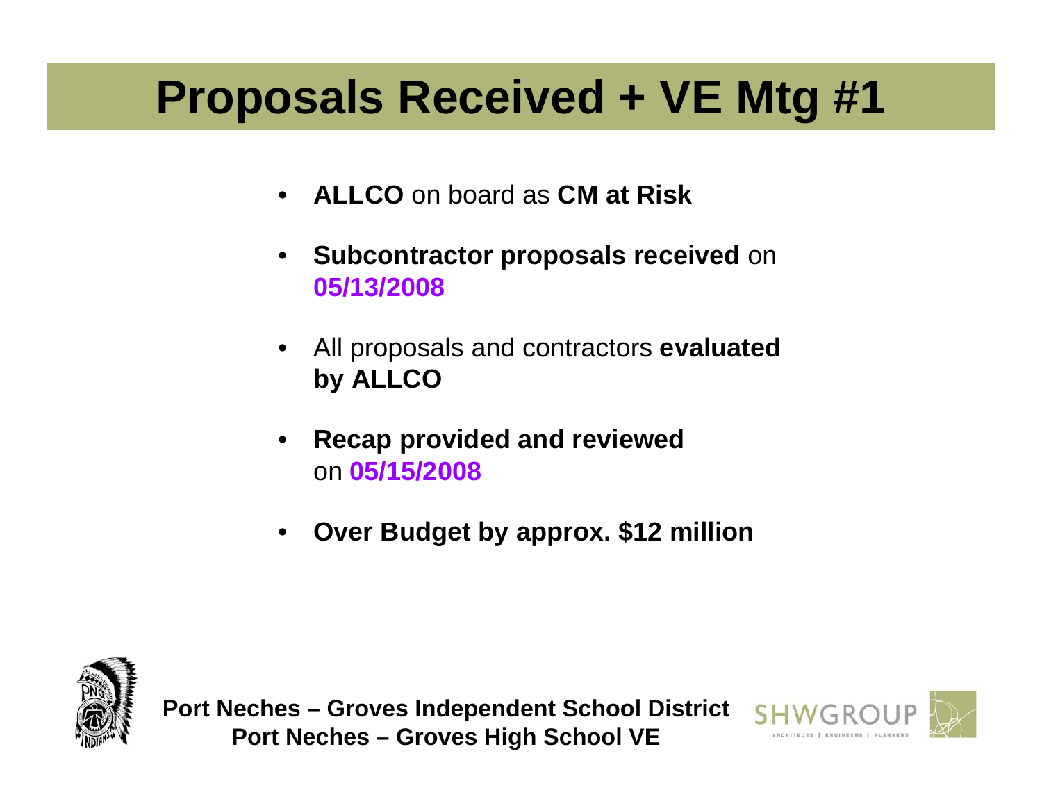# Proposals Received + VE Mtg #1

- **ALLCO** on board as **CM at Risk**
- **Subcontractor proposals received** on **05/13/2008**
- All proposals and contractors **evaluated by ALLCO**
- **Recap provided and reviewed** on **05/15/2008**
- **Over Budget by approx. $12 million**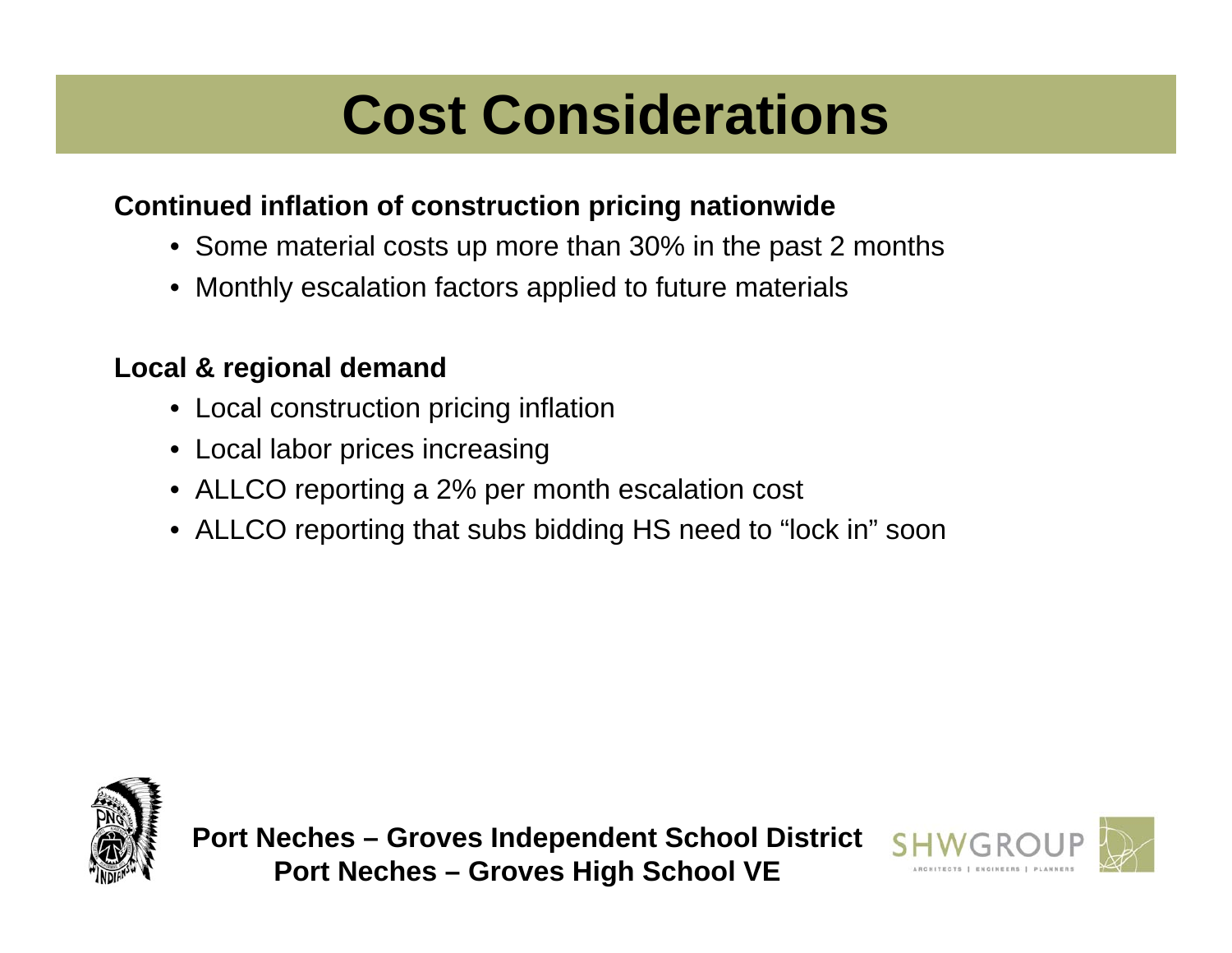# Cost Considerations

**Continued inflation of construction pricing nationwide**

- Some material costs up more than 30% in the past 2 months
- Monthly escalation factors applied to future materials

**Local & regional demand**

- Local construction pricing inflation
- Local labor prices increasing
- ALLCO reporting a 2% per month escalation cost
- ALLCO reporting that subs bidding HS need to "lock in" soon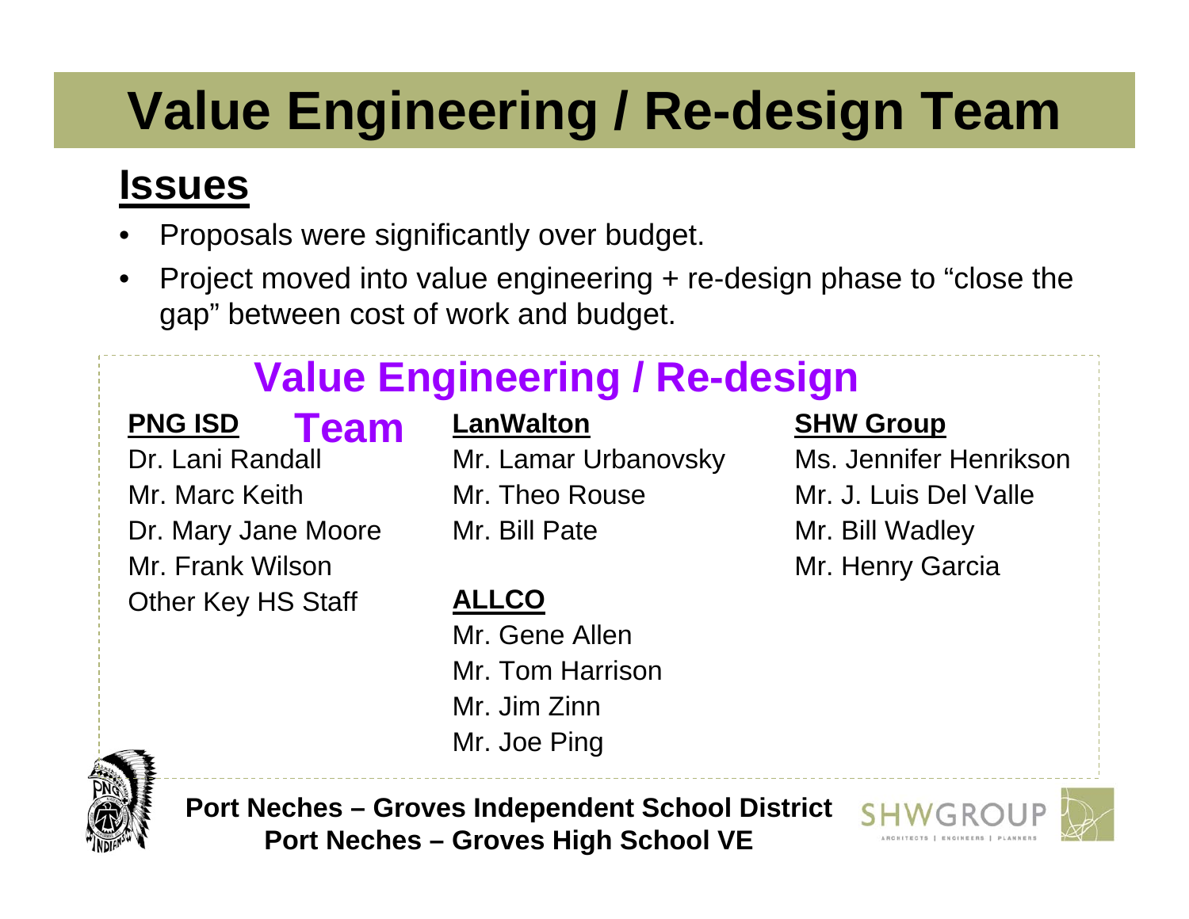# Value Engineering / Re-design Team

## Issues

- Proposals were significantly over budget.
- Project moved into value engineering + re-design phase to "close the gap" between cost of work and budget.

## Value Engineering / Re-design Team

**PNG ISD**

Dr. Lani Randall
Mr. Marc Keith
Dr. Mary Jane Moore
Mr. Frank Wilson
Other Key HS Staff

**LanWalton**

Mr. Lamar Urbanovsky
Mr. Theo Rouse
Mr. Bill Pate

**ALLCO**

Mr. Gene Allen
Mr. Tom Harrison
Mr. Jim Zinn
Mr. Joe Ping

**SHW Group**

Ms. Jennifer Henrikson
Mr. J. Luis Del Valle
Mr. Bill Wadley
Mr. Henry Garcia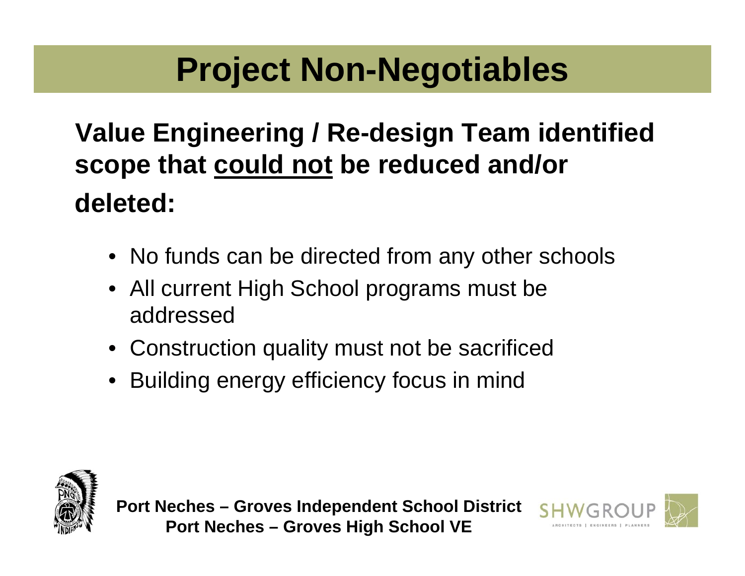# Project Non-Negotiables

**Value Engineering / Re-design Team identified scope that could not be reduced and/or deleted:**

- No funds can be directed from any other schools
- All current High School programs must be addressed
- Construction quality must not be sacrificed
- Building energy efficiency focus in mind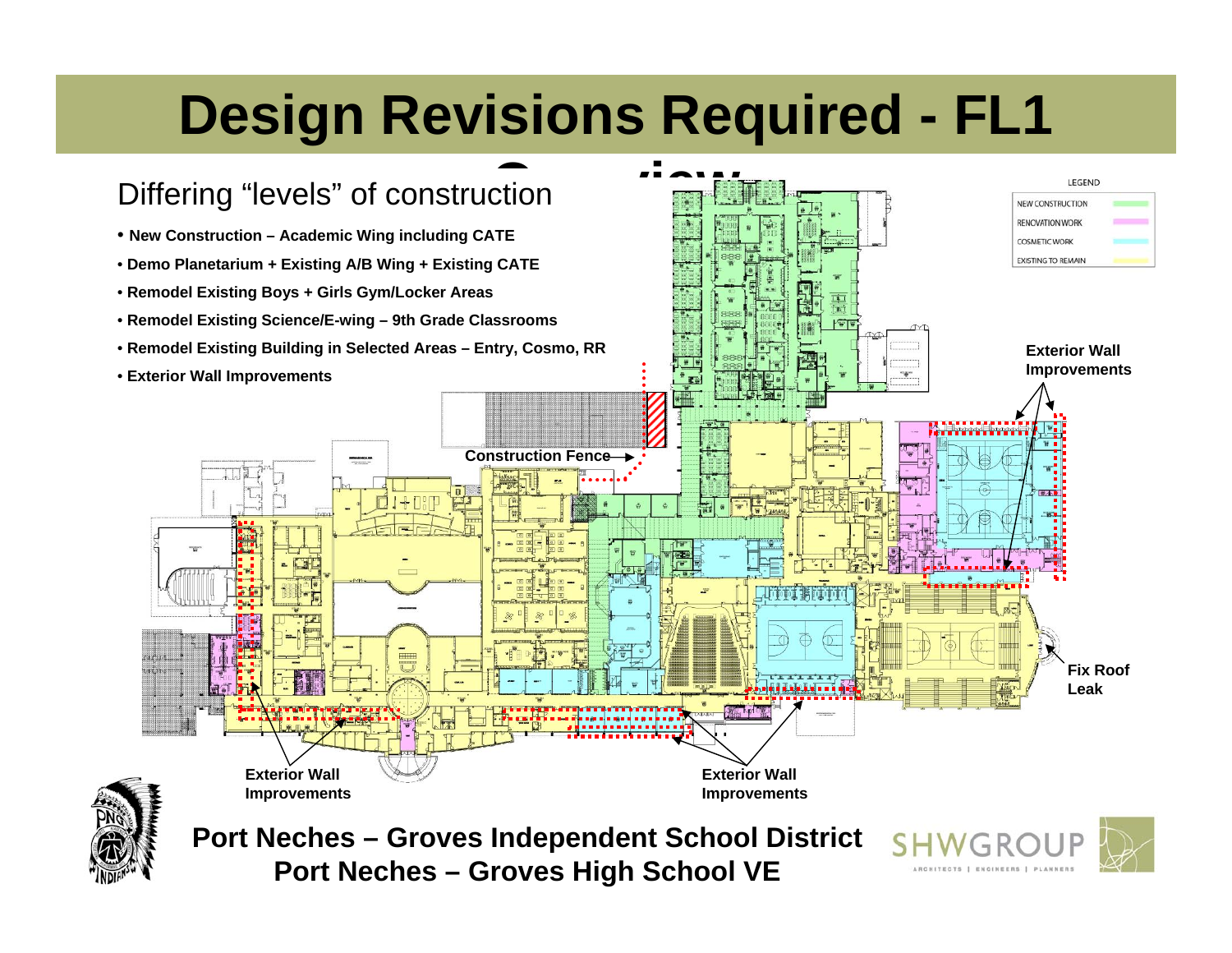# Design Revisions Required - FL1 Overview

Differing "levels" of construction

- **New Construction – Academic Wing including CATE**
- **Demo Planetarium + Existing A/B Wing + Existing CATE**
- **Remodel Existing Boys + Girls Gym/Locker Areas**
- **Remodel Existing Science/E-wing – 9th Grade Classrooms**
- **Remodel Existing Building in Selected Areas – Entry, Cosmo, RR**
- **Exterior Wall Improvements**

LEGEND

- NEW CONSTRUCTION
- RENOVATION WORK
- COSMETIC WORK
- EXISTING TO REMAIN

**Exterior Wall Improvements**

**Construction Fence**

**Fix Roof Leak**

**Exterior Wall Improvements**

**Exterior Wall Improvements**

**Port Neches – Groves Independent School District**
**Port Neches – Groves High School VE**

SHWGROUP
ARCHITECTS | ENGINEERS | PLANNERS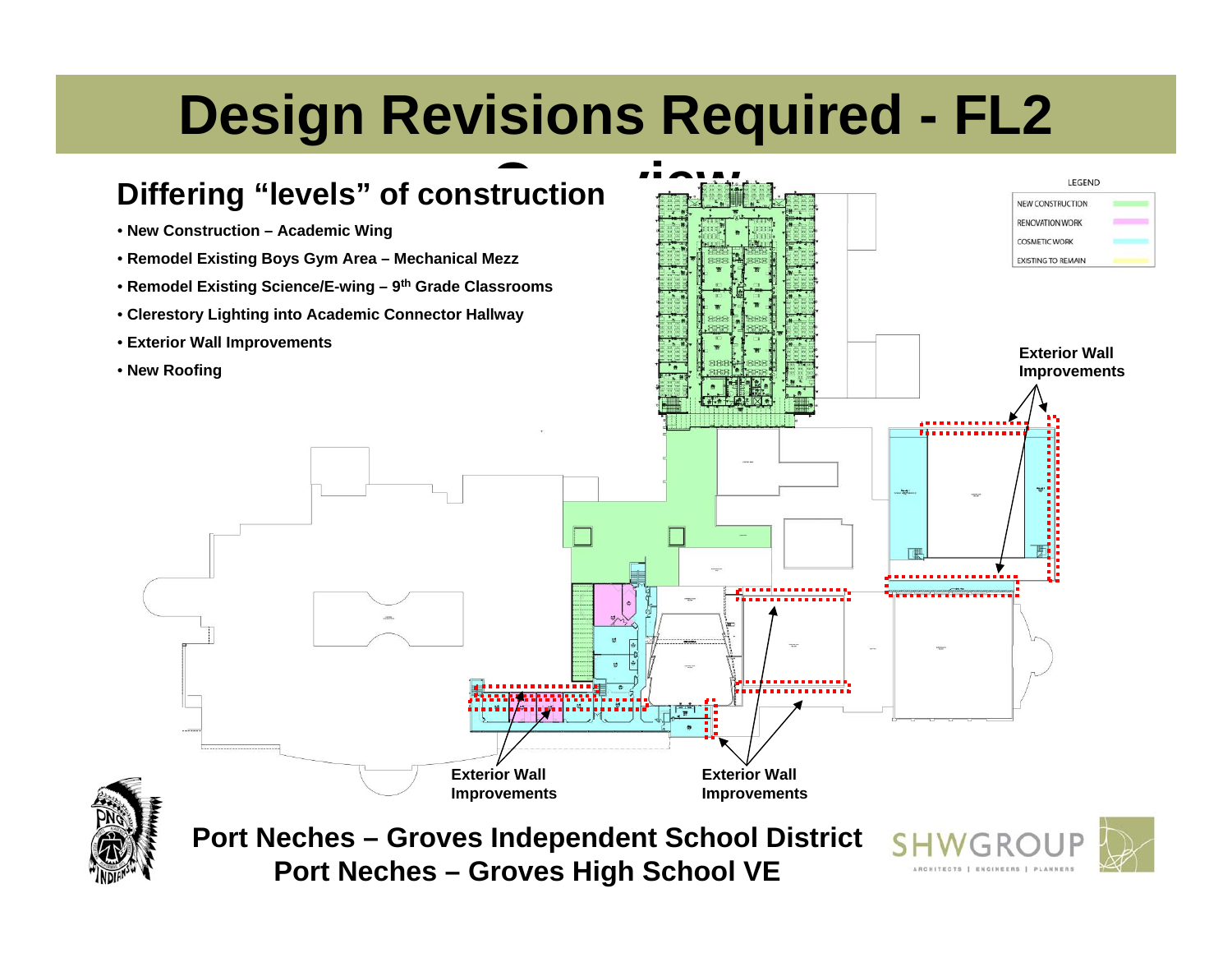# Design Revisions Required - FL2 Overview

## Differing "levels" of construction

- New Construction – Academic Wing
- Remodel Existing Boys Gym Area – Mechanical Mezz
- Remodel Existing Science/E-wing – 9th Grade Classrooms
- Clerestory Lighting into Academic Connector Hallway
- Exterior Wall Improvements
- New Roofing

LEGEND

- NEW CONSTRUCTION
- RENOVATION WORK
- COSMETIC WORK
- EXISTING TO REMAIN

Exterior Wall Improvements

Exterior Wall Improvements

Exterior Wall Improvements

**Port Neches – Groves Independent School District**
**Port Neches – Groves High School VE**

SHWGROUP
ARCHITECTS | ENGINEERS | PLANNERS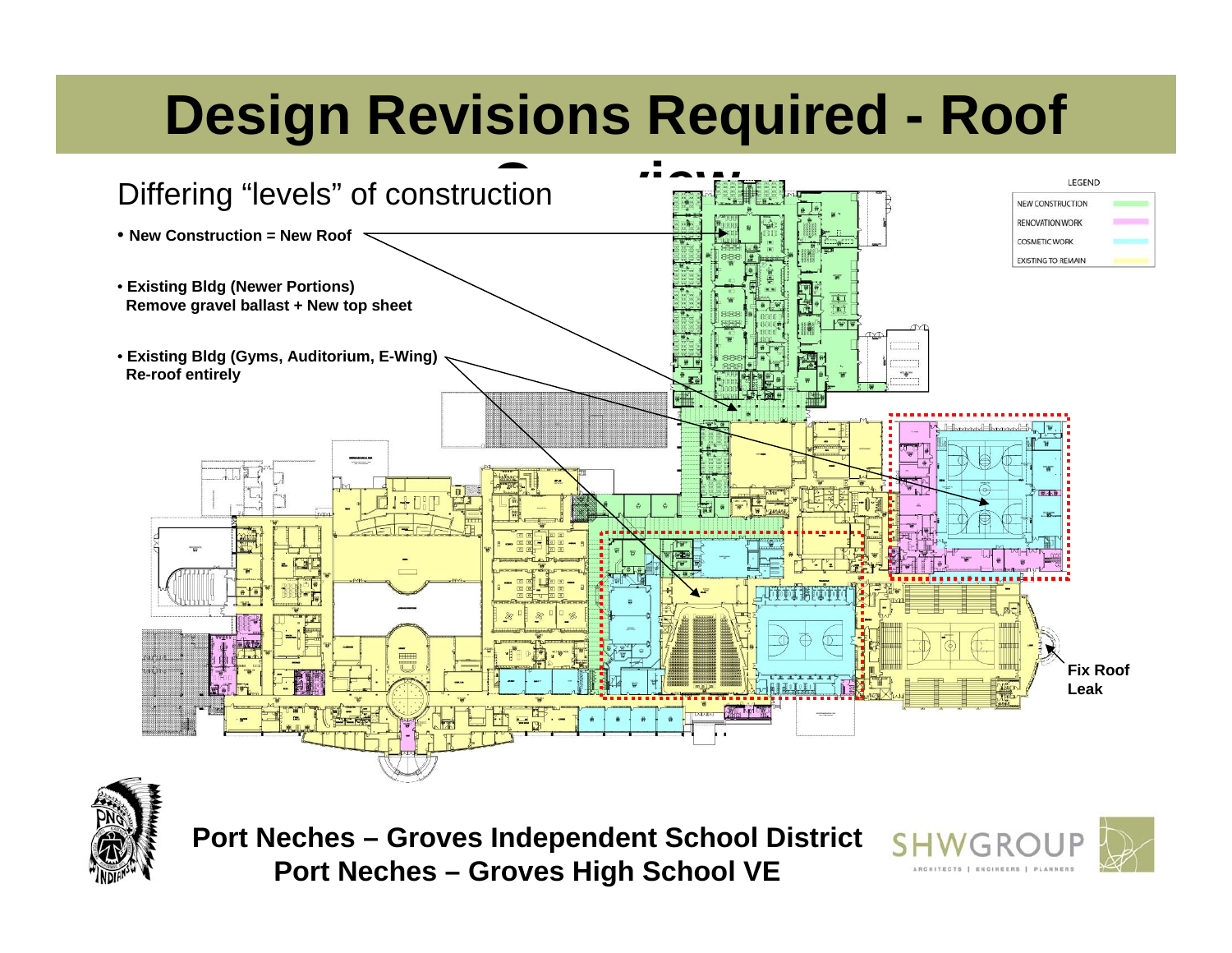# Design Revisions Required - Roof Overview

Differing "levels" of construction

- **New Construction = New Roof**
- **Existing Bldg (Newer Portions)**
  **Remove gravel ballast + New top sheet**
- **Existing Bldg (Gyms, Auditorium, E-Wing)**
  **Re-roof entirely**

LEGEND

- NEW CONSTRUCTION
- RENOVATION WORK
- COSMETIC WORK
- EXISTING TO REMAIN

**Fix Roof Leak**

**Port Neches – Groves Independent School District**
**Port Neches – Groves High School VE**

SHWGROUP
ARCHITECTS | ENGINEERS | PLANNERS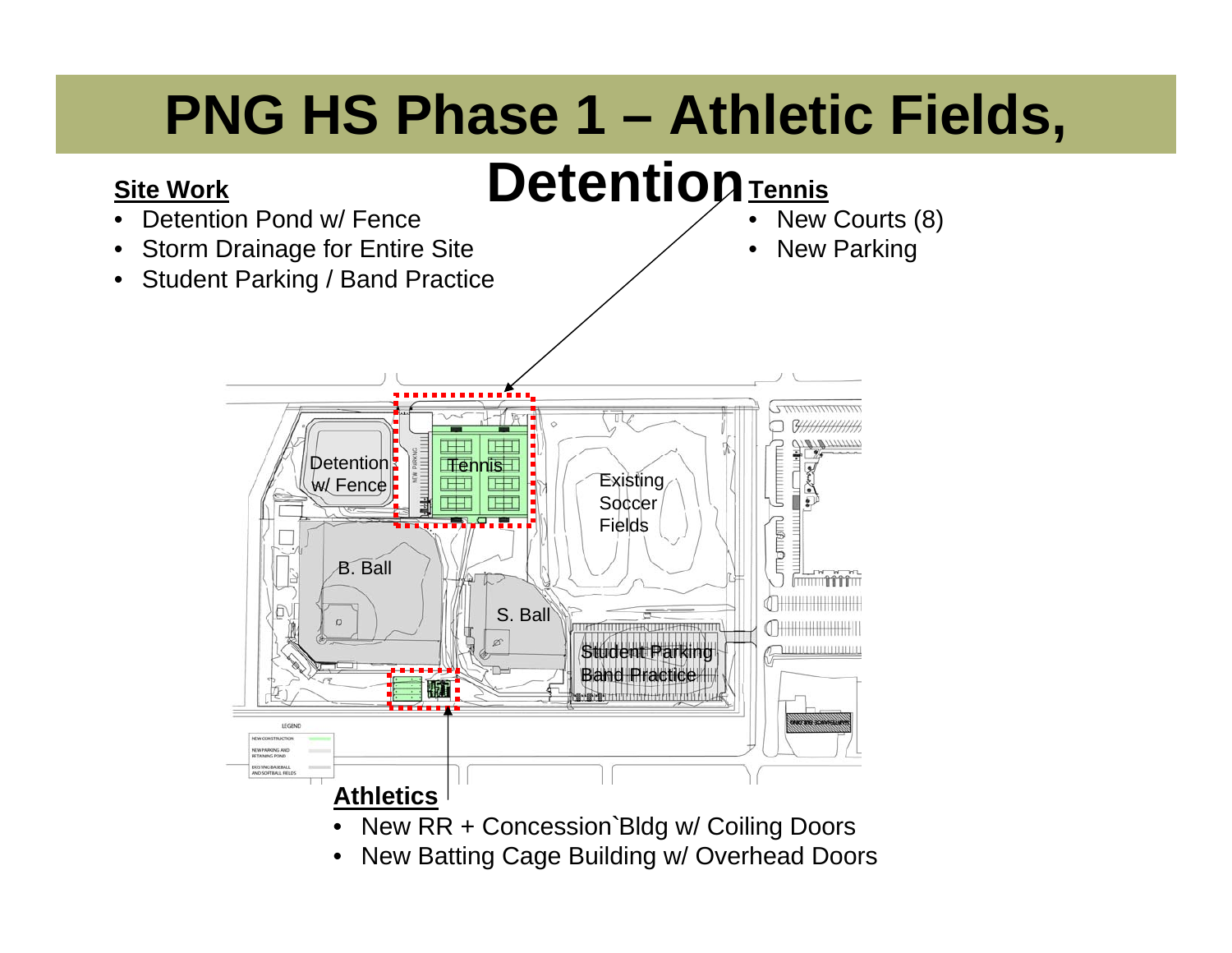# PNG HS Phase 1 – Athletic Fields, Detention

**Site Work**

- Detention Pond w/ Fence
- Storm Drainage for Entire Site
- Student Parking / Band Practice

**Tennis**

- New Courts (8)
- New Parking

Detention w/ Fence

Tennis

Existing Soccer Fields

B. Ball

S. Ball

Student Parking Band Practice

**Athletics**

- New RR + Concession`Bldg w/ Coiling Doors
- New Batting Cage Building w/ Overhead Doors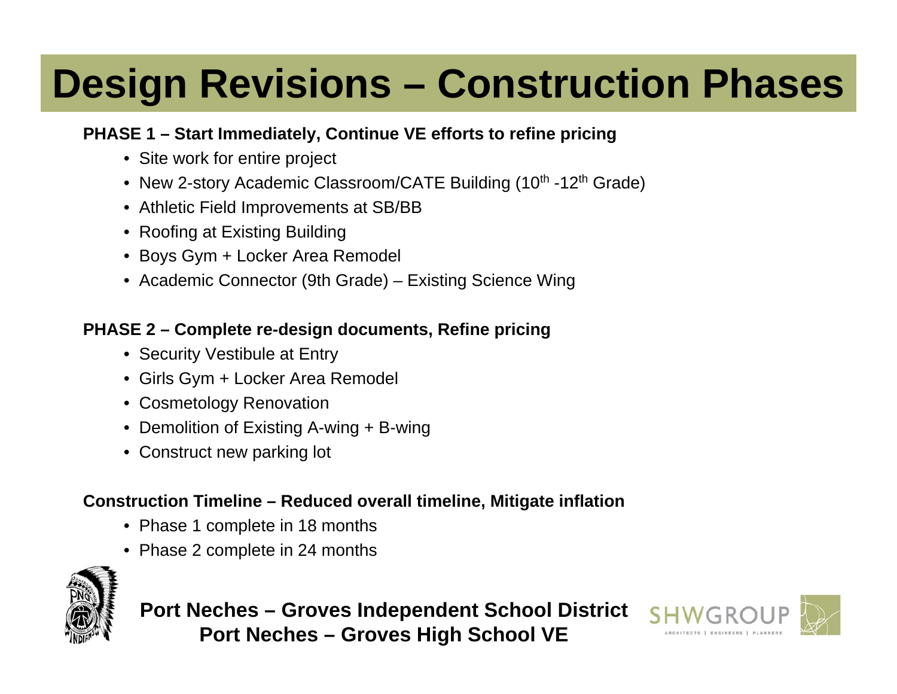# Design Revisions – Construction Phases

**PHASE 1 – Start Immediately, Continue VE efforts to refine pricing**

- Site work for entire project
- New 2-story Academic Classroom/CATE Building (10th -12th Grade)
- Athletic Field Improvements at SB/BB
- Roofing at Existing Building
- Boys Gym + Locker Area Remodel
- Academic Connector (9th Grade) – Existing Science Wing

**PHASE 2 – Complete re-design documents, Refine pricing**

- Security Vestibule at Entry
- Girls Gym + Locker Area Remodel
- Cosmetology Renovation
- Demolition of Existing A-wing + B-wing
- Construct new parking lot

**Construction Timeline – Reduced overall timeline, Mitigate inflation**

- Phase 1 complete in 18 months
- Phase 2 complete in 24 months

**Port Neches – Groves Independent School District**
**Port Neches – Groves High School VE**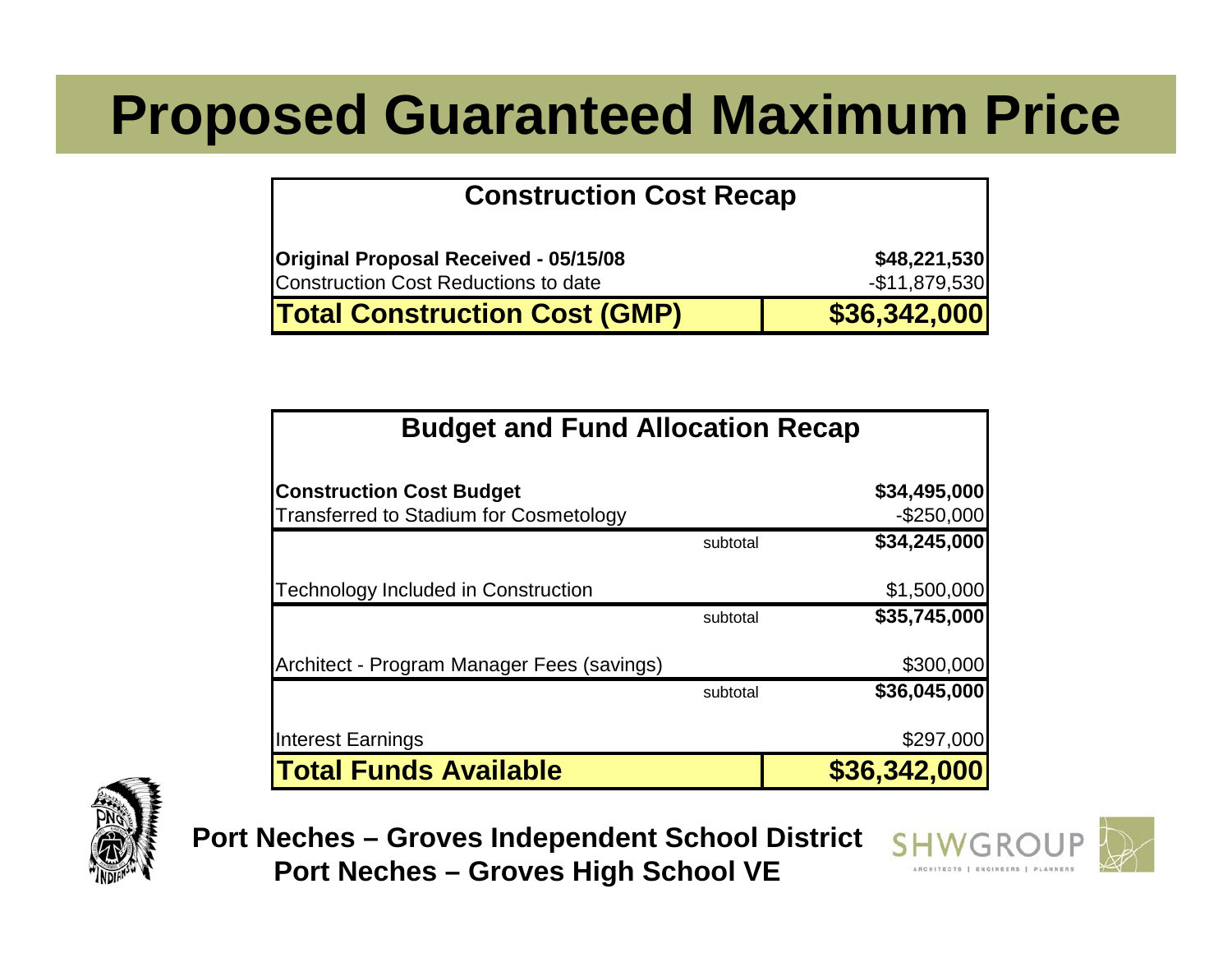# Proposed Guaranteed Maximum Price

| Construction Cost Recap | |
|---|---|
| **Original Proposal Received - 05/15/08** | **$48,221,530** |
| Construction Cost Reductions to date | -$11,879,530 |
| **Total Construction Cost (GMP)** | **$36,342,000** |

| Budget and Fund Allocation Recap | | |
|---|---|---|
| **Construction Cost Budget** | | **$34,495,000** |
| Transferred to Stadium for Cosmetology | | -$250,000 |
| | subtotal | **$34,245,000** |
| Technology Included in Construction | | $1,500,000 |
| | subtotal | **$35,745,000** |
| Architect - Program Manager Fees (savings) | | $300,000 |
| | subtotal | **$36,045,000** |
| Interest Earnings | | $297,000 |
| **Total Funds Available** | | **$36,342,000** |

**Port Neches – Groves Independent School District**
**Port Neches – Groves High School VE**

SHWGROUP
ARCHITECTS | ENGINEERS | PLANNERS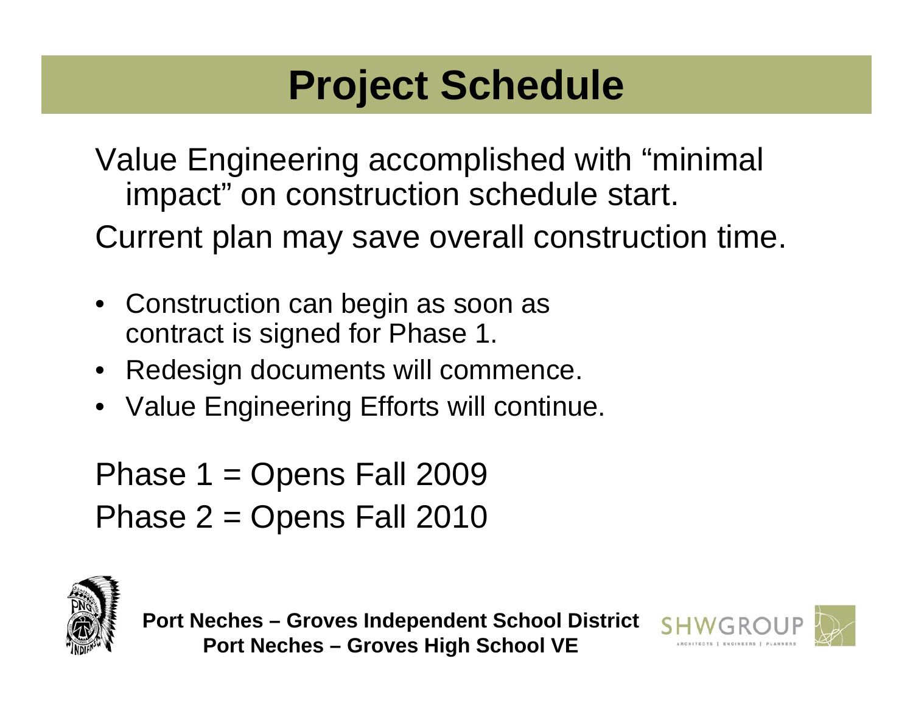# Project Schedule

Value Engineering accomplished with "minimal impact" on construction schedule start.

Current plan may save overall construction time.

- Construction can begin as soon as contract is signed for Phase 1.
- Redesign documents will commence.
- Value Engineering Efforts will continue.

Phase 1 = Opens Fall 2009

Phase 2 = Opens Fall 2010

**Port Neches – Groves Independent School District**
**Port Neches – Groves High School VE**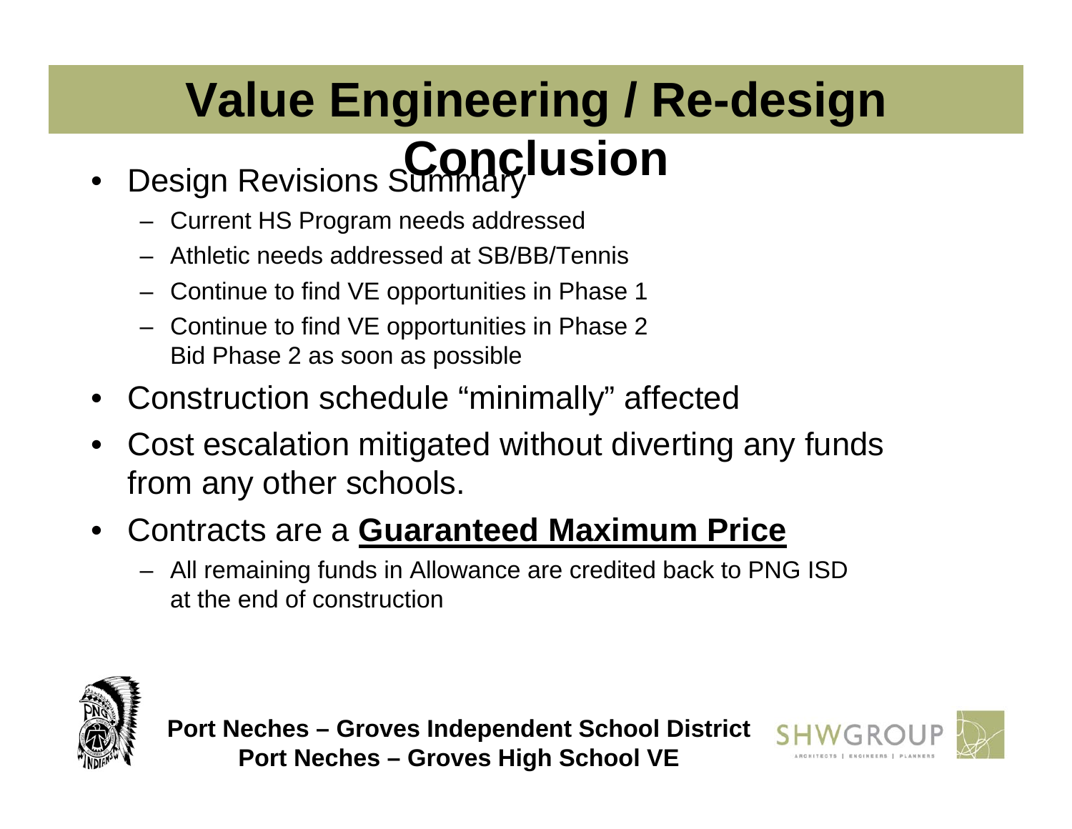# Value Engineering / Re-design Conclusion

- Design Revisions Summary
  - Current HS Program needs addressed
  - Athletic needs addressed at SB/BB/Tennis
  - Continue to find VE opportunities in Phase 1
  - Continue to find VE opportunities in Phase 2
    Bid Phase 2 as soon as possible
- Construction schedule "minimally" affected
- Cost escalation mitigated without diverting any funds from any other schools.
- Contracts are a **Guaranteed Maximum Price**
  - All remaining funds in Allowance are credited back to PNG ISD at the end of construction

**Port Neches – Groves Independent School District**
**Port Neches – Groves High School VE**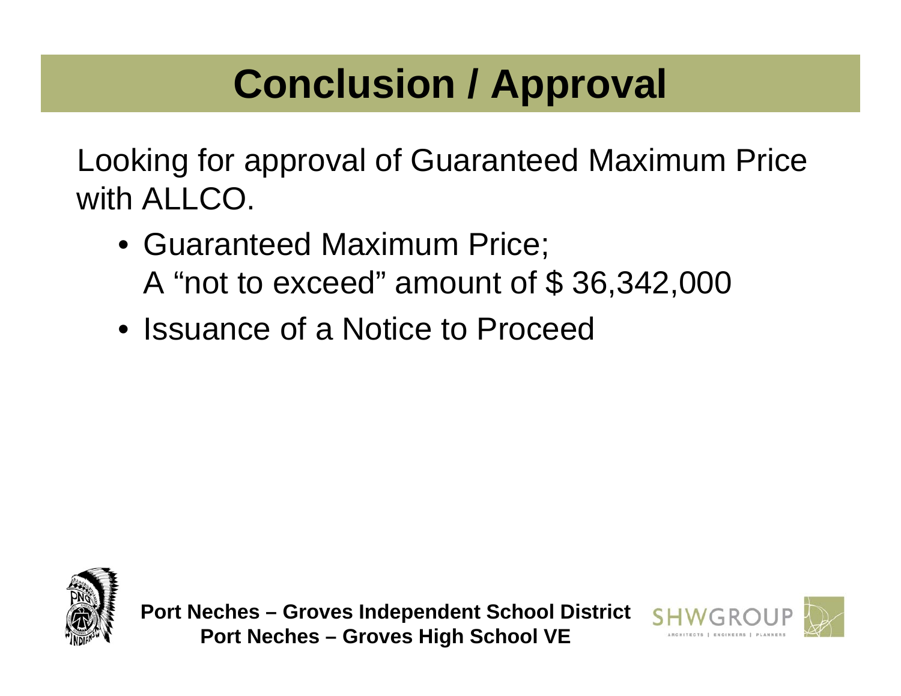# Conclusion / Approval

Looking for approval of Guaranteed Maximum Price with ALLCO.

- Guaranteed Maximum Price;
  A “not to exceed” amount of $ 36,342,000
- Issuance of a Notice to Proceed

**Port Neches – Groves Independent School District**
**Port Neches – Groves High School VE**